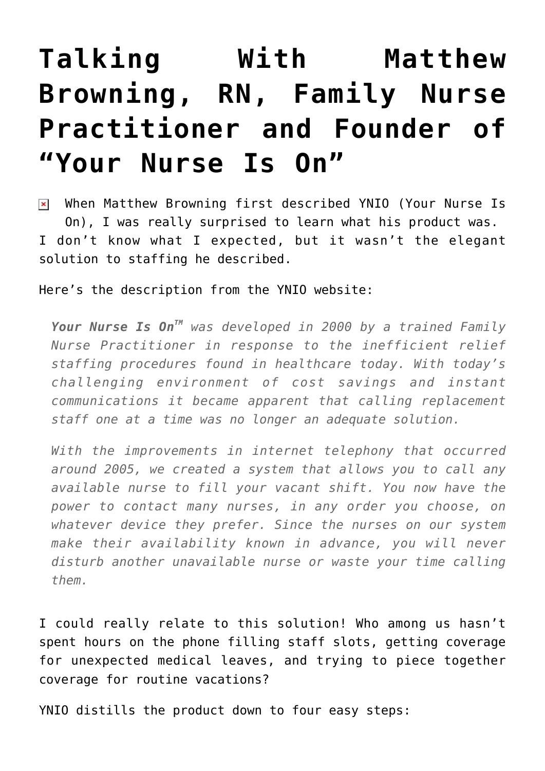# Talking With Matthew Browning, RN, Family Nurse Practitioner and Founder of "Your Nurse Is On"

When Matthew Browning first described YNIO (Your Nurse Is On), I was really surprised to learn what his product was. I don't know what I expected, but it wasn't the elegant solution to staffing he described.

Here's the description from the YNIO website:

> ***Your Nurse Is On***™ *was developed in 2000 by a trained Family Nurse Practitioner in response to the inefficient relief staffing procedures found in healthcare today. With today's challenging environment of cost savings and instant communications it became apparent that calling replacement staff one at a time was no longer an adequate solution.*
>
> *With the improvements in internet telephony that occurred around 2005, we created a system that allows you to call any available nurse to fill your vacant shift. You now have the power to contact many nurses, in any order you choose, on whatever device they prefer. Since the nurses on our system make their availability known in advance, you will never disturb another unavailable nurse or waste your time calling them.*

I could really relate to this solution! Who among us hasn't spent hours on the phone filling staff slots, getting coverage for unexpected medical leaves, and trying to piece together coverage for routine vacations?

YNIO distills the product down to four easy steps: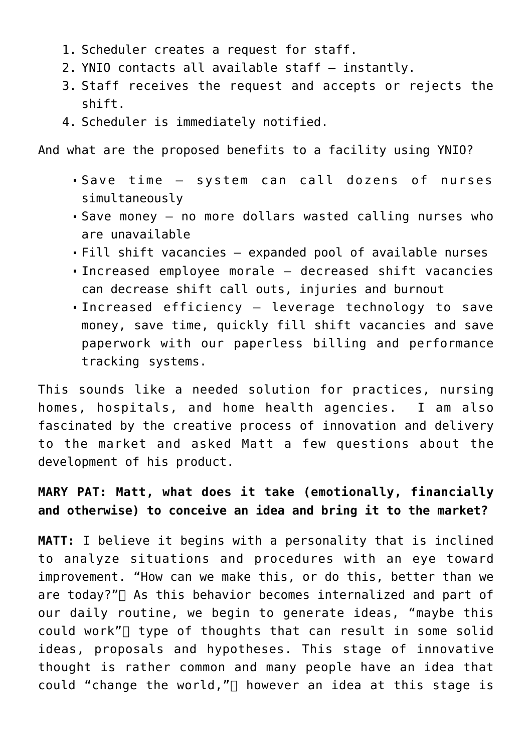1. Scheduler creates a request for staff.
2. YNIO contacts all available staff – instantly.
3. Staff receives the request and accepts or rejects the shift.
4. Scheduler is immediately notified.

And what are the proposed benefits to a facility using YNIO?

- Save time – system can call dozens of nurses simultaneously
- Save money – no more dollars wasted calling nurses who are unavailable
- Fill shift vacancies – expanded pool of available nurses
- Increased employee morale – decreased shift vacancies can decrease shift call outs, injuries and burnout
- Increased efficiency – leverage technology to save money, save time, quickly fill shift vacancies and save paperwork with our paperless billing and performance tracking systems.

This sounds like a needed solution for practices, nursing homes, hospitals, and home health agencies. I am also fascinated by the creative process of innovation and delivery to the market and asked Matt a few questions about the development of his product.

**MARY PAT: Matt, what does it take (emotionally, financially and otherwise) to conceive an idea and bring it to the market?**

**MATT:** I believe it begins with a personality that is inclined to analyze situations and procedures with an eye toward improvement. "How can we make this, or do this, better than we are today?" As this behavior becomes internalized and part of our daily routine, we begin to generate ideas, "maybe this could work" type of thoughts that can result in some solid ideas, proposals and hypotheses. This stage of innovative thought is rather common and many people have an idea that could "change the world," however an idea at this stage is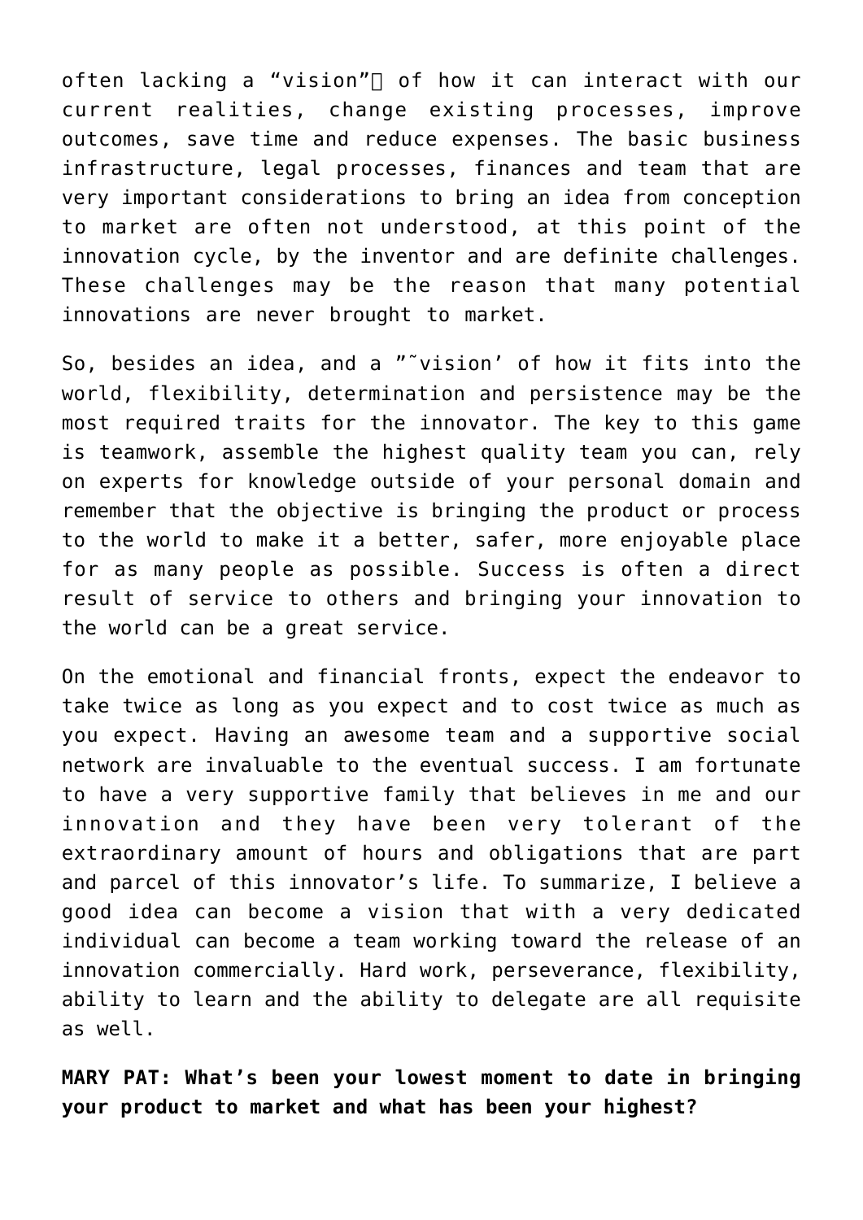often lacking a “vision” of how it can interact with our current realities, change existing processes, improve outcomes, save time and reduce expenses. The basic business infrastructure, legal processes, finances and team that are very important considerations to bring an idea from conception to market are often not understood, at this point of the innovation cycle, by the inventor and are definite challenges. These challenges may be the reason that many potential innovations are never brought to market.

So, besides an idea, and a ”˜vision’ of how it fits into the world, flexibility, determination and persistence may be the most required traits for the innovator. The key to this game is teamwork, assemble the highest quality team you can, rely on experts for knowledge outside of your personal domain and remember that the objective is bringing the product or process to the world to make it a better, safer, more enjoyable place for as many people as possible. Success is often a direct result of service to others and bringing your innovation to the world can be a great service.

On the emotional and financial fronts, expect the endeavor to take twice as long as you expect and to cost twice as much as you expect. Having an awesome team and a supportive social network are invaluable to the eventual success. I am fortunate to have a very supportive family that believes in me and our innovation and they have been very tolerant of the extraordinary amount of hours and obligations that are part and parcel of this innovator’s life. To summarize, I believe a good idea can become a vision that with a very dedicated individual can become a team working toward the release of an innovation commercially. Hard work, perseverance, flexibility, ability to learn and the ability to delegate are all requisite as well.

**MARY PAT: What’s been your lowest moment to date in bringing your product to market and what has been your highest?**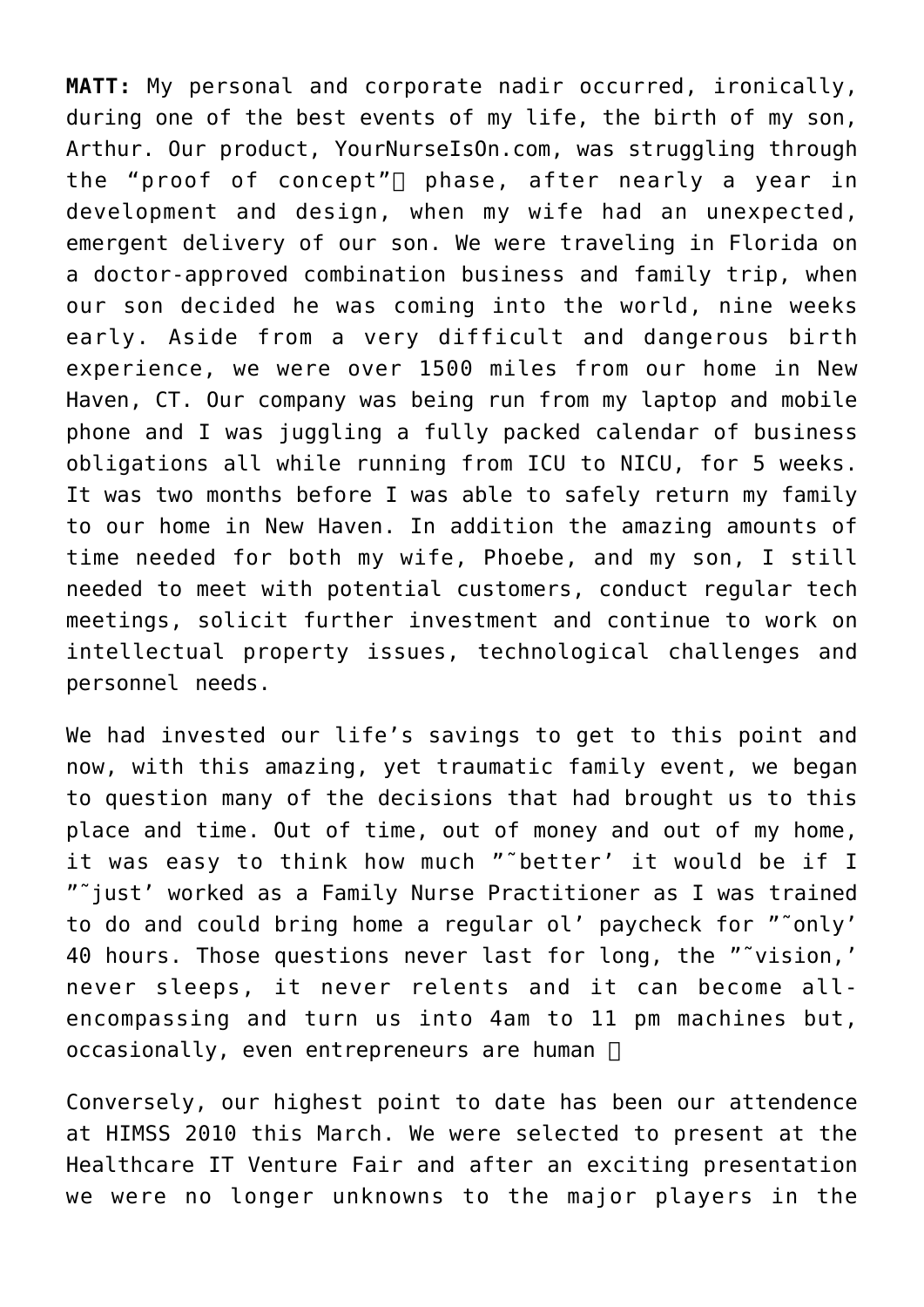**MATT:** My personal and corporate nadir occurred, ironically, during one of the best events of my life, the birth of my son, Arthur. Our product, YourNurseIsOn.com, was struggling through the "proof of concept"� phase, after nearly a year in development and design, when my wife had an unexpected, emergent delivery of our son. We were traveling in Florida on a doctor-approved combination business and family trip, when our son decided he was coming into the world, nine weeks early. Aside from a very difficult and dangerous birth experience, we were over 1500 miles from our home in New Haven, CT. Our company was being run from my laptop and mobile phone and I was juggling a fully packed calendar of business obligations all while running from ICU to NICU, for 5 weeks. It was two months before I was able to safely return my family to our home in New Haven. In addition the amazing amounts of time needed for both my wife, Phoebe, and my son, I still needed to meet with potential customers, conduct regular tech meetings, solicit further investment and continue to work on intellectual property issues, technological challenges and personnel needs.

We had invested our life's savings to get to this point and now, with this amazing, yet traumatic family event, we began to question many of the decisions that had brought us to this place and time. Out of time, out of money and out of my home, it was easy to think how much "˜better' it would be if I "˜just' worked as a Family Nurse Practitioner as I was trained to do and could bring home a regular ol' paycheck for "˜only' 40 hours. Those questions never last for long, the "˜vision,' never sleeps, it never relents and it can become all-encompassing and turn us into 4am to 11 pm machines but, occasionally, even entrepreneurs are human �

Conversely, our highest point to date has been our attendence at HIMSS 2010 this March. We were selected to present at the Healthcare IT Venture Fair and after an exciting presentation we were no longer unknowns to the major players in the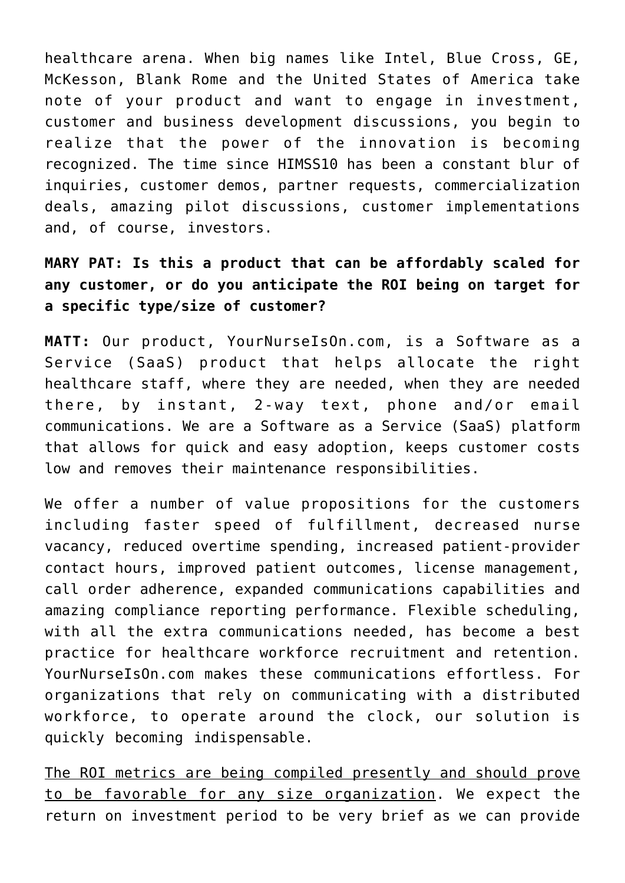healthcare arena. When big names like Intel, Blue Cross, GE, McKesson, Blank Rome and the United States of America take note of your product and want to engage in investment, customer and business development discussions, you begin to realize that the power of the innovation is becoming recognized. The time since HIMSS10 has been a constant blur of inquiries, customer demos, partner requests, commercialization deals, amazing pilot discussions, customer implementations and, of course, investors.

**MARY PAT: Is this a product that can be affordably scaled for any customer, or do you anticipate the ROI being on target for a specific type/size of customer?**

**MATT:** Our product, YourNurseIsOn.com, is a Software as a Service (SaaS) product that helps allocate the right healthcare staff, where they are needed, when they are needed there, by instant, 2-way text, phone and/or email communications. We are a Software as a Service (SaaS) platform that allows for quick and easy adoption, keeps customer costs low and removes their maintenance responsibilities.

We offer a number of value propositions for the customers including faster speed of fulfillment, decreased nurse vacancy, reduced overtime spending, increased patient-provider contact hours, improved patient outcomes, license management, call order adherence, expanded communications capabilities and amazing compliance reporting performance. Flexible scheduling, with all the extra communications needed, has become a best practice for healthcare workforce recruitment and retention. YourNurseIsOn.com makes these communications effortless. For organizations that rely on communicating with a distributed workforce, to operate around the clock, our solution is quickly becoming indispensable.

<u>The ROI metrics are being compiled presently and should prove to be favorable for any size organization</u>. We expect the return on investment period to be very brief as we can provide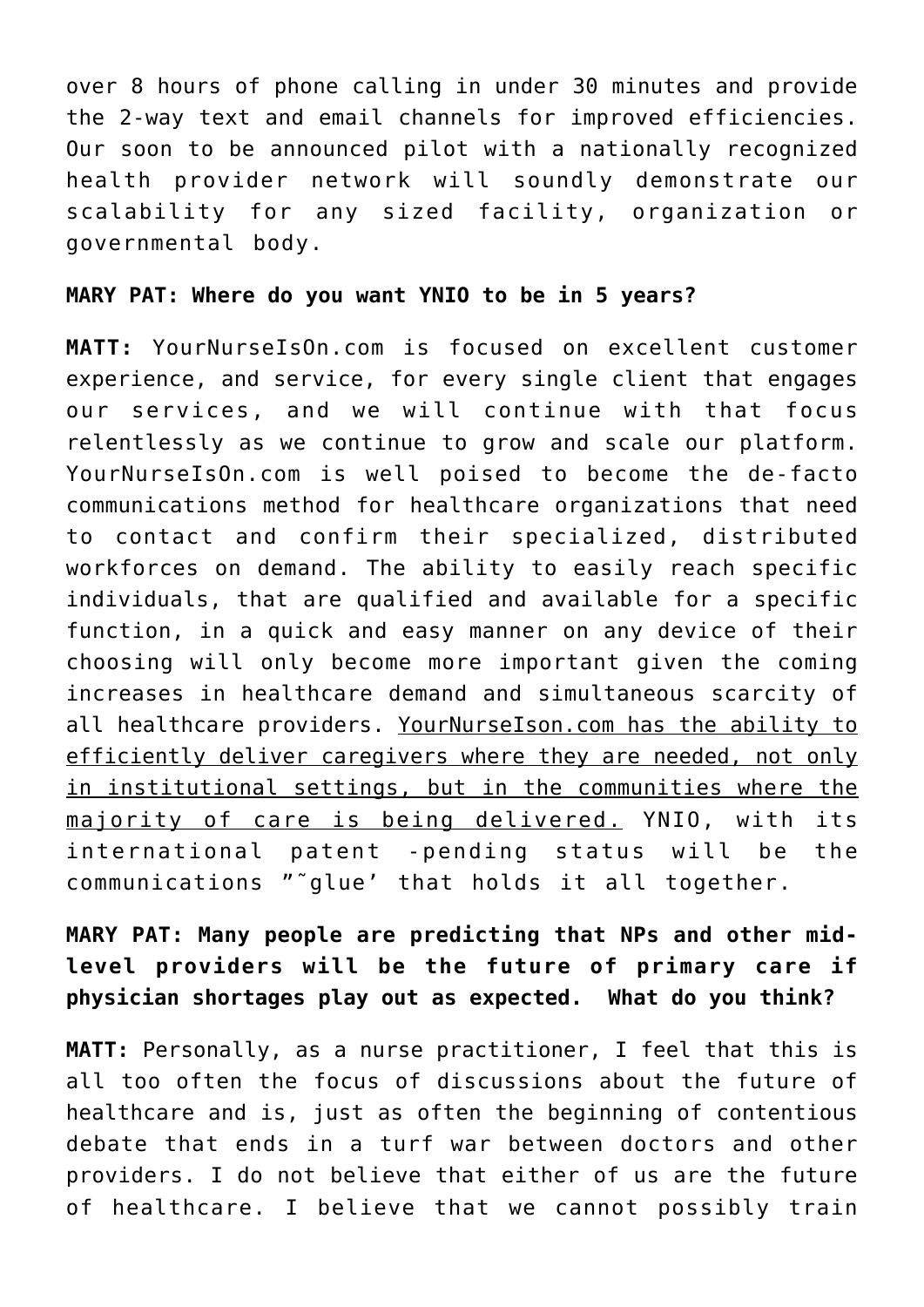over 8 hours of phone calling in under 30 minutes and provide the 2-way text and email channels for improved efficiencies. Our soon to be announced pilot with a nationally recognized health provider network will soundly demonstrate our scalability for any sized facility, organization or governmental body.

**MARY PAT: Where do you want YNIO to be in 5 years?**

**MATT:** YourNurseIsOn.com is focused on excellent customer experience, and service, for every single client that engages our services, and we will continue with that focus relentlessly as we continue to grow and scale our platform. YourNurseIsOn.com is well poised to become the de-facto communications method for healthcare organizations that need to contact and confirm their specialized, distributed workforces on demand. The ability to easily reach specific individuals, that are qualified and available for a specific function, in a quick and easy manner on any device of their choosing will only become more important given the coming increases in healthcare demand and simultaneous scarcity of all healthcare providers. <u>YourNurseIson.com has the ability to efficiently deliver caregivers where they are needed, not only in institutional settings, but in the communities where the majority of care is being delivered.</u> YNIO, with its international patent -pending status will be the communications "˜glue' that holds it all together.

**MARY PAT: Many people are predicting that NPs and other mid-level providers will be the future of primary care if physician shortages play out as expected. What do you think?**

**MATT:** Personally, as a nurse practitioner, I feel that this is all too often the focus of discussions about the future of healthcare and is, just as often the beginning of contentious debate that ends in a turf war between doctors and other providers. I do not believe that either of us are the future of healthcare. I believe that we cannot possibly train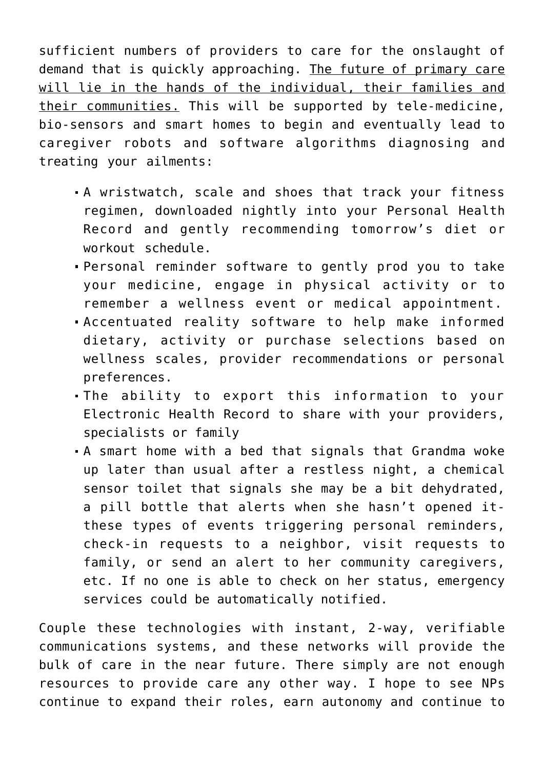sufficient numbers of providers to care for the onslaught of demand that is quickly approaching. <u>The future of primary care will lie in the hands of the individual, their families and their communities.</u> This will be supported by tele-medicine, bio-sensors and smart homes to begin and eventually lead to caregiver robots and software algorithms diagnosing and treating your ailments:

- A wristwatch, scale and shoes that track your fitness regimen, downloaded nightly into your Personal Health Record and gently recommending tomorrow's diet or workout schedule.
- Personal reminder software to gently prod you to take your medicine, engage in physical activity or to remember a wellness event or medical appointment.
- Accentuated reality software to help make informed dietary, activity or purchase selections based on wellness scales, provider recommendations or personal preferences.
- The ability to export this information to your Electronic Health Record to share with your providers, specialists or family
- A smart home with a bed that signals that Grandma woke up later than usual after a restless night, a chemical sensor toilet that signals she may be a bit dehydrated, a pill bottle that alerts when she hasn't opened it- these types of events triggering personal reminders, check-in requests to a neighbor, visit requests to family, or send an alert to her community caregivers, etc. If no one is able to check on her status, emergency services could be automatically notified.

Couple these technologies with instant, 2-way, verifiable communications systems, and these networks will provide the bulk of care in the near future. There simply are not enough resources to provide care any other way. I hope to see NPs continue to expand their roles, earn autonomy and continue to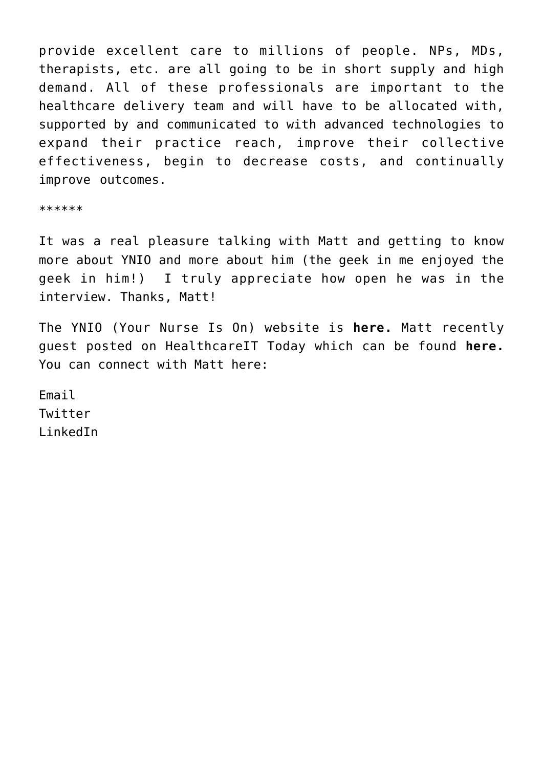provide excellent care to millions of people. NPs, MDs, therapists, etc. are all going to be in short supply and high demand. All of these professionals are important to the healthcare delivery team and will have to be allocated with, supported by and communicated to with advanced technologies to expand their practice reach, improve their collective effectiveness, begin to decrease costs, and continually improve outcomes.

******

It was a real pleasure talking with Matt and getting to know more about YNIO and more about him (the geek in me enjoyed the geek in him!)  I truly appreciate how open he was in the interview. Thanks, Matt!

The YNIO (Your Nurse Is On) website is **here.** Matt recently guest posted on HealthcareIT Today which can be found **here.** You can connect with Matt here:

Email
Twitter
LinkedIn